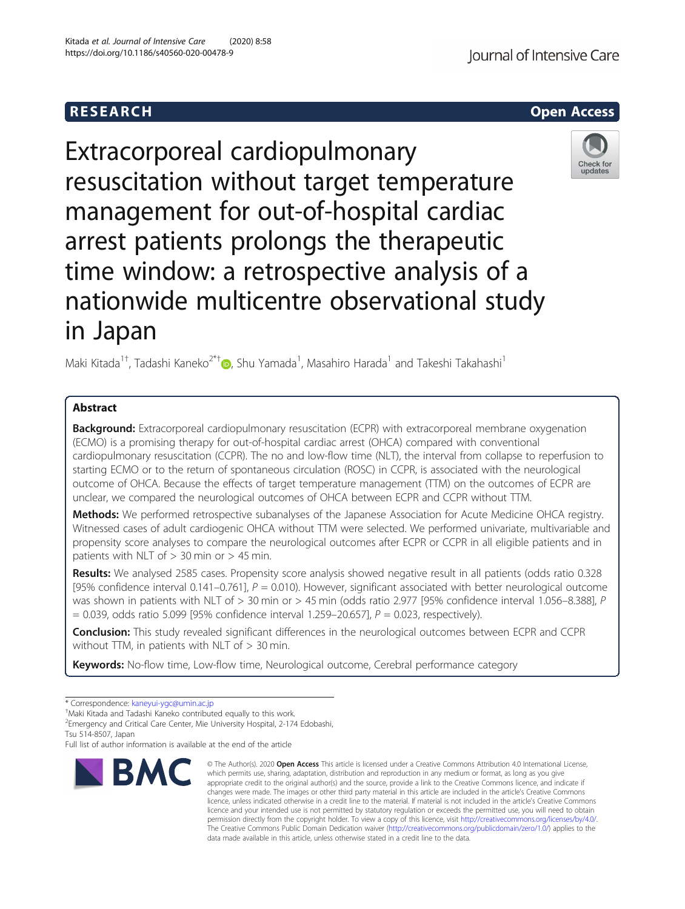RESEARCH

Open Access

# Extracorporeal cardiopulmonary resuscitation without target temperature management for out-of-hospital cardiac arrest patients prolongs the therapeutic time window: a retrospective analysis of a nationwide multicentre observational study in Japan

Maki Kitada[1†], Tadashi Kaneko[2*†], Shu Yamada[1], Masahiro Harada[1] and Takeshi Takahashi[1]

## Abstract

**Background:** Extracorporeal cardiopulmonary resuscitation (ECPR) with extracorporeal membrane oxygenation (ECMO) is a promising therapy for out-of-hospital cardiac arrest (OHCA) compared with conventional cardiopulmonary resuscitation (CCPR). The no and low-flow time (NLT), the interval from collapse to reperfusion to starting ECMO or to the return of spontaneous circulation (ROSC) in CCPR, is associated with the neurological outcome of OHCA. Because the effects of target temperature management (TTM) on the outcomes of ECPR are unclear, we compared the neurological outcomes of OHCA between ECPR and CCPR without TTM.

**Methods:** We performed retrospective subanalyses of the Japanese Association for Acute Medicine OHCA registry. Witnessed cases of adult cardiogenic OHCA without TTM were selected. We performed univariate, multivariable and propensity score analyses to compare the neurological outcomes after ECPR or CCPR in all eligible patients and in patients with NLT of > 30 min or > 45 min.

**Results:** We analysed 2585 cases. Propensity score analysis showed negative result in all patients (odds ratio 0.328 [95% confidence interval 0.141–0.761], $P = 0.010$). However, significant associated with better neurological outcome was shown in patients with NLT of > 30 min or > 45 min (odds ratio 2.977 [95% confidence interval 1.056–8.388], $P = 0.039$, odds ratio 5.099 [95% confidence interval 1.259–20.657], $P = 0.023$, respectively).

**Conclusion:** This study revealed significant differences in the neurological outcomes between ECPR and CCPR without TTM, in patients with NLT of > 30 min.

**Keywords:** No-flow time, Low-flow time, Neurological outcome, Cerebral performance category

---

\* Correspondence: kaneyui-ygc@umin.ac.jp

†Maki Kitada and Tadashi Kaneko contributed equally to this work.

[2]Emergency and Critical Care Center, Mie University Hospital, 2-174 Edobashi, Tsu 514-8507, Japan

Full list of author information is available at the end of the article

© The Author(s). 2020 **Open Access** This article is licensed under a Creative Commons Attribution 4.0 International License, which permits use, sharing, adaptation, distribution and reproduction in any medium or format, as long as you give appropriate credit to the original author(s) and the source, provide a link to the Creative Commons licence, and indicate if changes were made. The images or other third party material in this article are included in the article's Creative Commons licence, unless indicated otherwise in a credit line to the material. If material is not included in the article's Creative Commons licence and your intended use is not permitted by statutory regulation or exceeds the permitted use, you will need to obtain permission directly from the copyright holder. To view a copy of this licence, visit http://creativecommons.org/licenses/by/4.0/. The Creative Commons Public Domain Dedication waiver (http://creativecommons.org/publicdomain/zero/1.0/) applies to the data made available in this article, unless otherwise stated in a credit line to the data.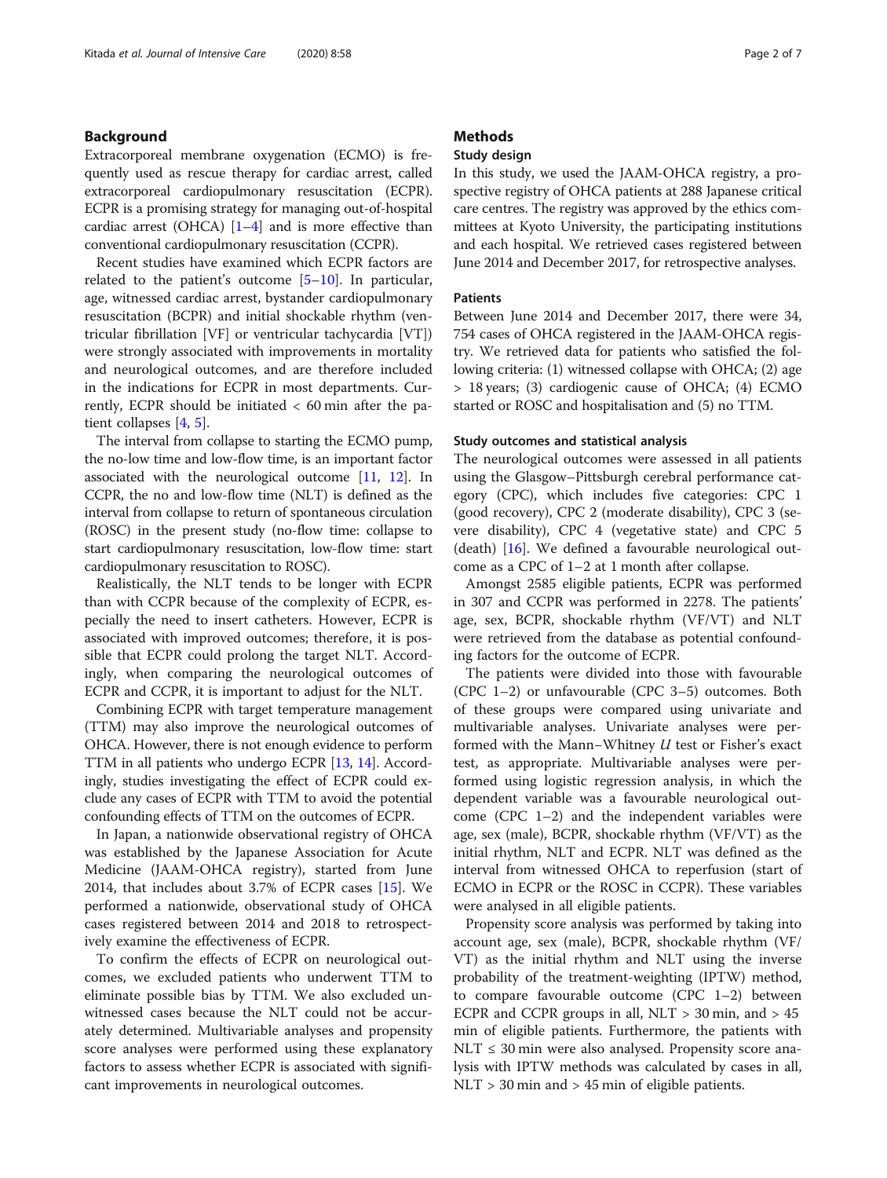## Background

Extracorporeal membrane oxygenation (ECMO) is frequently used as rescue therapy for cardiac arrest, called extracorporeal cardiopulmonary resuscitation (ECPR). ECPR is a promising strategy for managing out-of-hospital cardiac arrest (OHCA) [1–4] and is more effective than conventional cardiopulmonary resuscitation (CCPR).

Recent studies have examined which ECPR factors are related to the patient's outcome [5–10]. In particular, age, witnessed cardiac arrest, bystander cardiopulmonary resuscitation (BCPR) and initial shockable rhythm (ventricular fibrillation [VF] or ventricular tachycardia [VT]) were strongly associated with improvements in mortality and neurological outcomes, and are therefore included in the indications for ECPR in most departments. Currently, ECPR should be initiated < 60 min after the patient collapses [4, 5].

The interval from collapse to starting the ECMO pump, the no-low time and low-flow time, is an important factor associated with the neurological outcome [11, 12]. In CCPR, the no and low-flow time (NLT) is defined as the interval from collapse to return of spontaneous circulation (ROSC) in the present study (no-flow time: collapse to start cardiopulmonary resuscitation, low-flow time: start cardiopulmonary resuscitation to ROSC).

Realistically, the NLT tends to be longer with ECPR than with CCPR because of the complexity of ECPR, especially the need to insert catheters. However, ECPR is associated with improved outcomes; therefore, it is possible that ECPR could prolong the target NLT. Accordingly, when comparing the neurological outcomes of ECPR and CCPR, it is important to adjust for the NLT.

Combining ECPR with target temperature management (TTM) may also improve the neurological outcomes of OHCA. However, there is not enough evidence to perform TTM in all patients who undergo ECPR [13, 14]. Accordingly, studies investigating the effect of ECPR could exclude any cases of ECPR with TTM to avoid the potential confounding effects of TTM on the outcomes of ECPR.

In Japan, a nationwide observational registry of OHCA was established by the Japanese Association for Acute Medicine (JAAM-OHCA registry), started from June 2014, that includes about 3.7% of ECPR cases [15]. We performed a nationwide, observational study of OHCA cases registered between 2014 and 2018 to retrospectively examine the effectiveness of ECPR.

To confirm the effects of ECPR on neurological outcomes, we excluded patients who underwent TTM to eliminate possible bias by TTM. We also excluded unwitnessed cases because the NLT could not be accurately determined. Multivariable analyses and propensity score analyses were performed using these explanatory factors to assess whether ECPR is associated with significant improvements in neurological outcomes.

## Methods

### Study design

In this study, we used the JAAM-OHCA registry, a prospective registry of OHCA patients at 288 Japanese critical care centres. The registry was approved by the ethics committees at Kyoto University, the participating institutions and each hospital. We retrieved cases registered between June 2014 and December 2017, for retrospective analyses.

### Patients

Between June 2014 and December 2017, there were 34,754 cases of OHCA registered in the JAAM-OHCA registry. We retrieved data for patients who satisfied the following criteria: (1) witnessed collapse with OHCA; (2) age > 18 years; (3) cardiogenic cause of OHCA; (4) ECMO started or ROSC and hospitalisation and (5) no TTM.

### Study outcomes and statistical analysis

The neurological outcomes were assessed in all patients using the Glasgow–Pittsburgh cerebral performance category (CPC), which includes five categories: CPC 1 (good recovery), CPC 2 (moderate disability), CPC 3 (severe disability), CPC 4 (vegetative state) and CPC 5 (death) [16]. We defined a favourable neurological outcome as a CPC of 1–2 at 1 month after collapse.

Amongst 2585 eligible patients, ECPR was performed in 307 and CCPR was performed in 2278. The patients' age, sex, BCPR, shockable rhythm (VF/VT) and NLT were retrieved from the database as potential confounding factors for the outcome of ECPR.

The patients were divided into those with favourable (CPC 1–2) or unfavourable (CPC 3–5) outcomes. Both of these groups were compared using univariate and multivariable analyses. Univariate analyses were performed with the Mann–Whitney *U* test or Fisher's exact test, as appropriate. Multivariable analyses were performed using logistic regression analysis, in which the dependent variable was a favourable neurological outcome (CPC 1–2) and the independent variables were age, sex (male), BCPR, shockable rhythm (VF/VT) as the initial rhythm, NLT and ECPR. NLT was defined as the interval from witnessed OHCA to reperfusion (start of ECMO in ECPR or the ROSC in CCPR). These variables were analysed in all eligible patients.

Propensity score analysis was performed by taking into account age, sex (male), BCPR, shockable rhythm (VF/VT) as the initial rhythm and NLT using the inverse probability of the treatment-weighting (IPTW) method, to compare favourable outcome (CPC 1–2) between ECPR and CCPR groups in all, NLT > 30 min, and > 45 min of eligible patients. Furthermore, the patients with NLT ≤ 30 min were also analysed. Propensity score analysis with IPTW methods was calculated by cases in all, NLT > 30 min and > 45 min of eligible patients.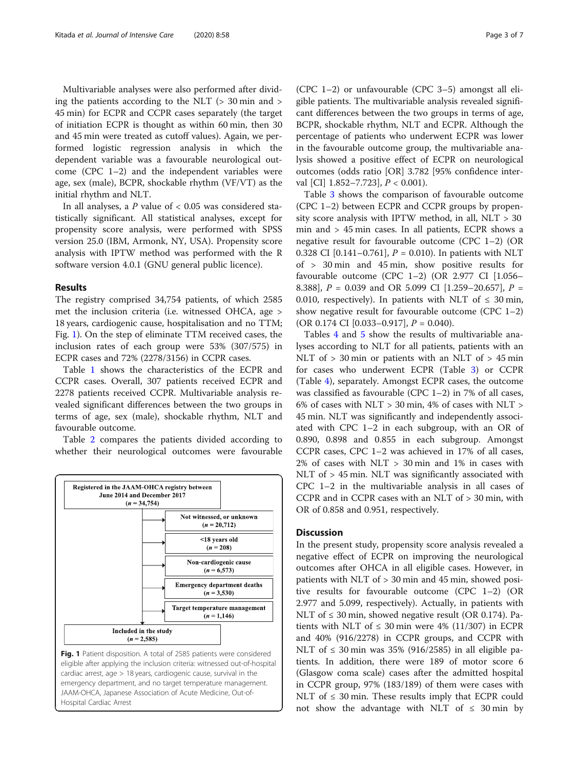Multivariable analyses were also performed after dividing the patients according to the NLT (> 30 min and > 45 min) for ECPR and CCPR cases separately (the target of initiation ECPR is thought as within 60 min, then 30 and 45 min were treated as cutoff values). Again, we performed logistic regression analysis in which the dependent variable was a favourable neurological outcome (CPC 1–2) and the independent variables were age, sex (male), BCPR, shockable rhythm (VF/VT) as the initial rhythm and NLT.

In all analyses, a $P$ value of < 0.05 was considered statistically significant. All statistical analyses, except for propensity score analysis, were performed with SPSS version 25.0 (IBM, Armonk, NY, USA). Propensity score analysis with IPTW method was performed with the R software version 4.0.1 (GNU general public licence).

## Results

The registry comprised 34,754 patients, of which 2585 met the inclusion criteria (i.e. witnessed OHCA, age > 18 years, cardiogenic cause, hospitalisation and no TTM; Fig. 1). On the step of eliminate TTM received cases, the inclusion rates of each group were 53% (307/575) in ECPR cases and 72% (2278/3156) in CCPR cases.

Table 1 shows the characteristics of the ECPR and CCPR cases. Overall, 307 patients received ECPR and 2278 patients received CCPR. Multivariable analysis revealed significant differences between the two groups in terms of age, sex (male), shockable rhythm, NLT and favourable outcome.

Table 2 compares the patients divided according to whether their neurological outcomes were favourable (CPC 1–2) or unfavourable (CPC 3–5) amongst all eligible patients. The multivariable analysis revealed significant differences between the two groups in terms of age, BCPR, shockable rhythm, NLT and ECPR. Although the percentage of patients who underwent ECPR was lower in the favourable outcome group, the multivariable analysis showed a positive effect of ECPR on neurological outcomes (odds ratio [OR] 3.782 [95% confidence interval [CI] 1.852–7.723], $P$ < 0.001).

Table 3 shows the comparison of favourable outcome (CPC 1–2) between ECPR and CCPR groups by propensity score analysis with IPTW method, in all, NLT > 30 min and > 45 min cases. In all patients, ECPR shows a negative result for favourable outcome (CPC 1–2) (OR 0.328 CI [0.141–0.761], $P$ = 0.010). In patients with NLT of > 30 min and 45 min, show positive results for favourable outcome (CPC 1–2) (OR 2.977 CI [1.056–8.388], $P$ = 0.039 and OR 5.099 CI [1.259–20.657], $P$ = 0.010, respectively). In patients with NLT of ≤ 30 min, show negative result for favourable outcome (CPC 1–2) (OR 0.174 CI [0.033–0.917], $P$ = 0.040).

Tables 4 and 5 show the results of multivariable analyses according to NLT for all patients, patients with an NLT of > 30 min or patients with an NLT of > 45 min for cases who underwent ECPR (Table 3) or CCPR (Table 4), separately. Amongst ECPR cases, the outcome was classified as favourable (CPC 1–2) in 7% of all cases, 6% of cases with NLT > 30 min, 4% of cases with NLT > 45 min. NLT was significantly and independently associated with CPC 1–2 in each subgroup, with an OR of 0.890, 0.898 and 0.855 in each subgroup. Amongst CCPR cases, CPC 1–2 was achieved in 17% of all cases, 2% of cases with NLT > 30 min and 1% in cases with NLT of > 45 min. NLT was significantly associated with CPC 1–2 in the multivariable analysis in all cases of CCPR and in CCPR cases with an NLT of > 30 min, with OR of 0.858 and 0.951, respectively.

## Discussion

In the present study, propensity score analysis revealed a negative effect of ECPR on improving the neurological outcomes after OHCA in all eligible cases. However, in patients with NLT of > 30 min and 45 min, showed positive results for favourable outcome (CPC 1–2) (OR 2.977 and 5.099, respectively). Actually, in patients with NLT of ≤ 30 min, showed negative result (OR 0.174). Patients with NLT of ≤ 30 min were 4% (11/307) in ECPR and 40% (916/2278) in CCPR groups, and CCPR with NLT of ≤ 30 min was 35% (916/2585) in all eligible patients. In addition, there were 189 of motor score 6 (Glasgow coma scale) cases after the admitted hospital in CCPR group, 97% (183/189) of them were cases with NLT of ≤ 30 min. These results imply that ECPR could not show the advantage with NLT of ≤ 30 min by

Registered in the JAAM-OHCA registry between June 2014 and December 2017 (n = 34,754)
→ Not witnessed, or unknown (n = 20,712)
→ <18 years old (n = 208)
→ Non-cardiogenic cause (n = 6,573)
→ Emergency department deaths (n = 3,530)
→ Target temperature management (n = 1,146)
Included in the study (n = 2,585)

**Fig. 1** Patient disposition. A total of 2585 patients were considered eligible after applying the inclusion criteria: witnessed out-of-hospital cardiac arrest, age > 18 years, cardiogenic cause, survival in the emergency department, and no target temperature management. JAAM-OHCA, Japanese Association of Acute Medicine, Out-of-Hospital Cardiac Arrest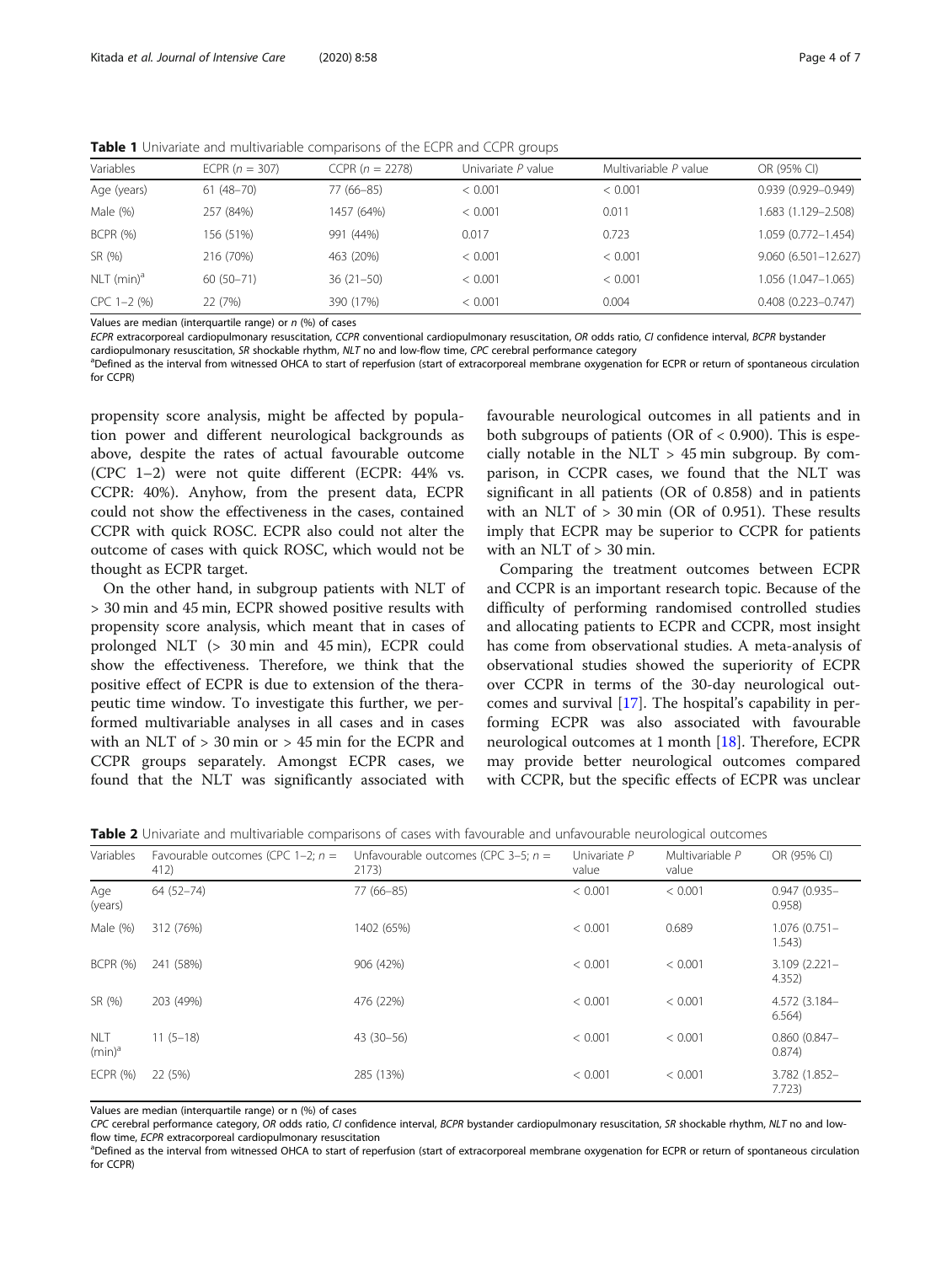**Table 1** Univariate and multivariable comparisons of the ECPR and CCPR groups

| Variables | ECPR ($n$ = 307) | CCPR ($n$ = 2278) | Univariate $P$ value | Multivariable $P$ value | OR (95% CI) |
|---|---|---|---|---|---|
| Age (years) | 61 (48–70) | 77 (66–85) | < 0.001 | < 0.001 | 0.939 (0.929–0.949) |
| Male (%) | 257 (84%) | 1457 (64%) | < 0.001 | 0.011 | 1.683 (1.129–2.508) |
| BCPR (%) | 156 (51%) | 991 (44%) | 0.017 | 0.723 | 1.059 (0.772–1.454) |
| SR (%) | 216 (70%) | 463 (20%) | < 0.001 | < 0.001 | 9.060 (6.501–12.627) |
| NLT (min)[a] | 60 (50–71) | 36 (21–50) | < 0.001 | < 0.001 | 1.056 (1.047–1.065) |
| CPC 1–2 (%) | 22 (7%) | 390 (17%) | < 0.001 | 0.004 | 0.408 (0.223–0.747) |

Values are median (interquartile range) or $n$ (%) of cases

*ECPR* extracorporeal cardiopulmonary resuscitation, *CCPR* conventional cardiopulmonary resuscitation, *OR* odds ratio, *CI* confidence interval, *BCPR* bystander cardiopulmonary resuscitation, *SR* shockable rhythm, *NLT* no and low-flow time, *CPC* cerebral performance category

[a]Defined as the interval from witnessed OHCA to start of reperfusion (start of extracorporeal membrane oxygenation for ECPR or return of spontaneous circulation for CCPR)

propensity score analysis, might be affected by population power and different neurological backgrounds as above, despite the rates of actual favourable outcome (CPC 1–2) were not quite different (ECPR: 44% vs. CCPR: 40%). Anyhow, from the present data, ECPR could not show the effectiveness in the cases, contained CCPR with quick ROSC. ECPR also could not alter the outcome of cases with quick ROSC, which would not be thought as ECPR target.

On the other hand, in subgroup patients with NLT of > 30 min and 45 min, ECPR showed positive results with propensity score analysis, which meant that in cases of prolonged NLT (> 30 min and 45 min), ECPR could show the effectiveness. Therefore, we think that the positive effect of ECPR is due to extension of the therapeutic time window. To investigate this further, we performed multivariable analyses in all cases and in cases with an NLT of > 30 min or > 45 min for the ECPR and CCPR groups separately. Amongst ECPR cases, we found that the NLT was significantly associated with favourable neurological outcomes in all patients and in both subgroups of patients (OR of < 0.900). This is especially notable in the NLT > 45 min subgroup. By comparison, in CCPR cases, we found that the NLT was significant in all patients (OR of 0.858) and in patients with an NLT of > 30 min (OR of 0.951). These results imply that ECPR may be superior to CCPR for patients with an NLT of > 30 min.

Comparing the treatment outcomes between ECPR and CCPR is an important research topic. Because of the difficulty of performing randomised controlled studies and allocating patients to ECPR and CCPR, most insight has come from observational studies. A meta-analysis of observational studies showed the superiority of ECPR over CCPR in terms of the 30-day neurological outcomes and survival [17]. The hospital's capability in performing ECPR was also associated with favourable neurological outcomes at 1 month [18]. Therefore, ECPR may provide better neurological outcomes compared with CCPR, but the specific effects of ECPR was unclear

**Table 2** Univariate and multivariable comparisons of cases with favourable and unfavourable neurological outcomes

| Variables | Favourable outcomes (CPC 1–2; $n$ = 412) | Unfavourable outcomes (CPC 3–5; $n$ = 2173) | Univariate $P$ value | Multivariable $P$ value | OR (95% CI) |
|---|---|---|---|---|---|
| Age (years) | 64 (52–74) | 77 (66–85) | < 0.001 | < 0.001 | 0.947 (0.935–0.958) |
| Male (%) | 312 (76%) | 1402 (65%) | < 0.001 | 0.689 | 1.076 (0.751–1.543) |
| BCPR (%) | 241 (58%) | 906 (42%) | < 0.001 | < 0.001 | 3.109 (2.221–4.352) |
| SR (%) | 203 (49%) | 476 (22%) | < 0.001 | < 0.001 | 4.572 (3.184–6.564) |
| NLT (min)[a] | 11 (5–18) | 43 (30–56) | < 0.001 | < 0.001 | 0.860 (0.847–0.874) |
| ECPR (%) | 22 (5%) | 285 (13%) | < 0.001 | < 0.001 | 3.782 (1.852–7.723) |

Values are median (interquartile range) or n (%) of cases

*CPC* cerebral performance category, *OR* odds ratio, *CI* confidence interval, *BCPR* bystander cardiopulmonary resuscitation, *SR* shockable rhythm, *NLT* no and low-flow time, *ECPR* extracorporeal cardiopulmonary resuscitation

[a]Defined as the interval from witnessed OHCA to start of reperfusion (start of extracorporeal membrane oxygenation for ECPR or return of spontaneous circulation for CCPR)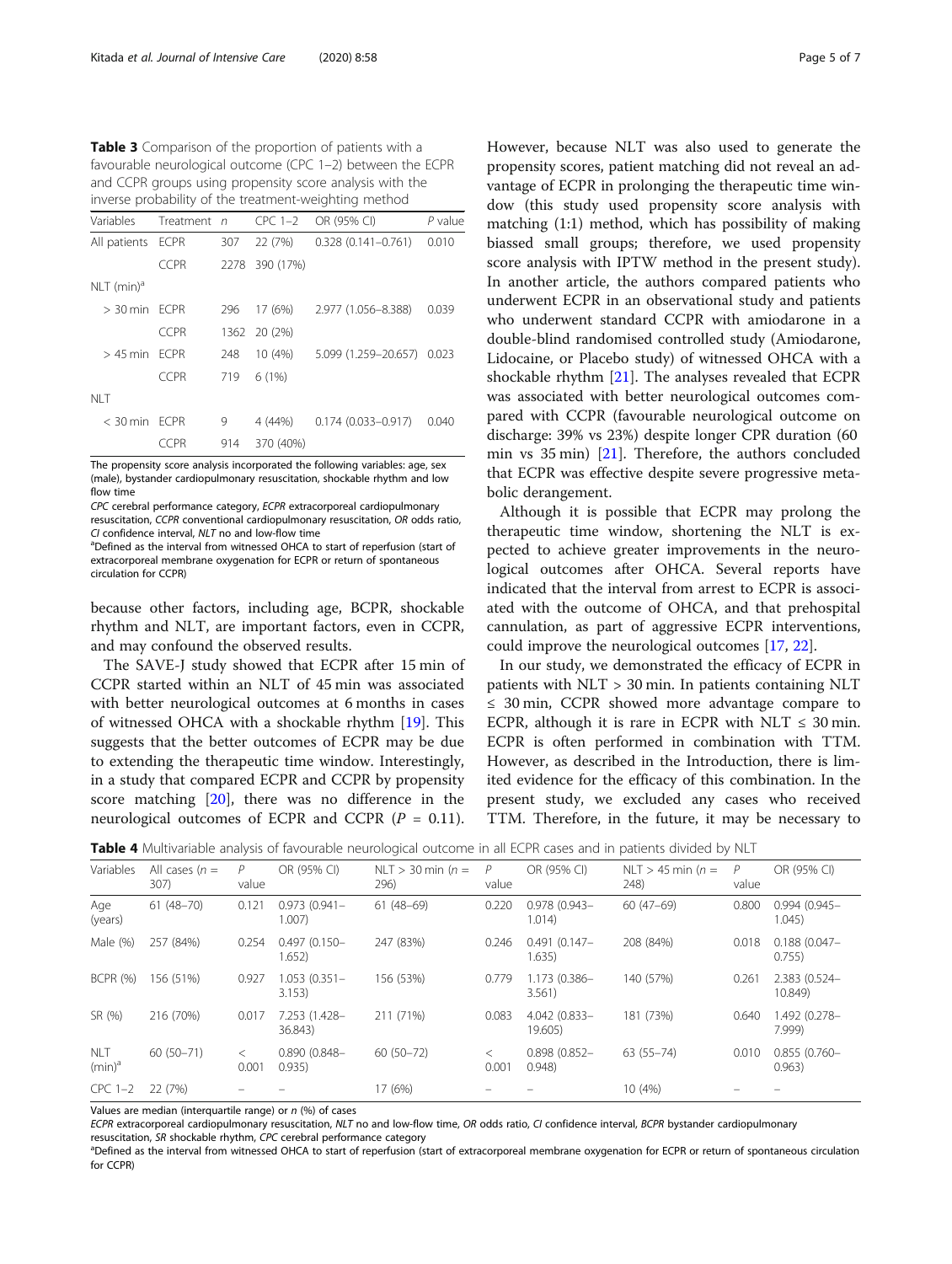**Table 3** Comparison of the proportion of patients with a favourable neurological outcome (CPC 1–2) between the ECPR and CCPR groups using propensity score analysis with the inverse probability of the treatment-weighting method

| Variables | Treatment | n | CPC 1–2 | OR (95% CI) | P value |
|---|---|---|---|---|---|
| All patients | ECPR | 307 | 22 (7%) | 0.328 (0.141–0.761) | 0.010 |
| | CCPR | 2278 | 390 (17%) | | |
| NLT (min)[a] | | | | | |
| > 30 min | ECPR | 296 | 17 (6%) | 2.977 (1.056–8.388) | 0.039 |
| | CCPR | 1362 | 20 (2%) | | |
| > 45 min | ECPR | 248 | 10 (4%) | 5.099 (1.259–20.657) | 0.023 |
| | CCPR | 719 | 6 (1%) | | |
| NLT | | | | | |
| < 30 min | ECPR | 9 | 4 (44%) | 0.174 (0.033–0.917) | 0.040 |
| | CCPR | 914 | 370 (40%) | | |

The propensity score analysis incorporated the following variables: age, sex (male), bystander cardiopulmonary resuscitation, shockable rhythm and low flow time

*CPC* cerebral performance category, *ECPR* extracorporeal cardiopulmonary resuscitation, *CCPR* conventional cardiopulmonary resuscitation, *OR* odds ratio, *CI* confidence interval, *NLT* no and low-flow time

[a]Defined as the interval from witnessed OHCA to start of reperfusion (start of extracorporeal membrane oxygenation for ECPR or return of spontaneous circulation for CCPR)

because other factors, including age, BCPR, shockable rhythm and NLT, are important factors, even in CCPR, and may confound the observed results.

The SAVE-J study showed that ECPR after 15 min of CCPR started within an NLT of 45 min was associated with better neurological outcomes at 6 months in cases of witnessed OHCA with a shockable rhythm [19]. This suggests that the better outcomes of ECPR may be due to extending the therapeutic time window. Interestingly, in a study that compared ECPR and CCPR by propensity score matching [20], there was no difference in the neurological outcomes of ECPR and CCPR ($P$ = 0.11). However, because NLT was also used to generate the propensity scores, patient matching did not reveal an advantage of ECPR in prolonging the therapeutic time window (this study used propensity score analysis with matching (1:1) method, which has possibility of making biassed small groups; therefore, we used propensity score analysis with IPTW method in the present study). In another article, the authors compared patients who underwent ECPR in an observational study and patients who underwent standard CCPR with amiodarone in a double-blind randomised controlled study (Amiodarone, Lidocaine, or Placebo study) of witnessed OHCA with a shockable rhythm [21]. The analyses revealed that ECPR was associated with better neurological outcomes compared with CCPR (favourable neurological outcome on discharge: 39% vs 23%) despite longer CPR duration (60 min vs 35 min) [21]. Therefore, the authors concluded that ECPR was effective despite severe progressive metabolic derangement.

Although it is possible that ECPR may prolong the therapeutic time window, shortening the NLT is expected to achieve greater improvements in the neurological outcomes after OHCA. Several reports have indicated that the interval from arrest to ECPR is associated with the outcome of OHCA, and that prehospital cannulation, as part of aggressive ECPR interventions, could improve the neurological outcomes [17, 22].

In our study, we demonstrated the efficacy of ECPR in patients with NLT > 30 min. In patients containing NLT ≤ 30 min, CCPR showed more advantage compare to ECPR, although it is rare in ECPR with NLT ≤ 30 min. ECPR is often performed in combination with TTM. However, as described in the Introduction, there is limited evidence for the efficacy of this combination. In the present study, we excluded any cases who received TTM. Therefore, in the future, it may be necessary to

**Table 4** Multivariable analysis of favourable neurological outcome in all ECPR cases and in patients divided by NLT

| Variables | All cases (n = 307) | P value | OR (95% CI) | NLT > 30 min (n = 296) | P value | OR (95% CI) | NLT > 45 min (n = 248) | P value | OR (95% CI) |
|---|---|---|---|---|---|---|---|---|---|
| Age (years) | 61 (48–70) | 0.121 | 0.973 (0.941–1.007) | 61 (48–69) | 0.220 | 0.978 (0.943–1.014) | 60 (47–69) | 0.800 | 0.994 (0.945–1.045) |
| Male (%) | 257 (84%) | 0.254 | 0.497 (0.150–1.652) | 247 (83%) | 0.246 | 0.491 (0.147–1.635) | 208 (84%) | 0.018 | 0.188 (0.047–0.755) |
| BCPR (%) | 156 (51%) | 0.927 | 1.053 (0.351–3.153) | 156 (53%) | 0.779 | 1.173 (0.386–3.561) | 140 (57%) | 0.261 | 2.383 (0.524–10.849) |
| SR (%) | 216 (70%) | 0.017 | 7.253 (1.428–36.843) | 211 (71%) | 0.083 | 4.042 (0.833–19.605) | 181 (73%) | 0.640 | 1.492 (0.278–7.999) |
| NLT (min)[a] | 60 (50–71) | < 0.001 | 0.890 (0.848–0.935) | 60 (50–72) | < 0.001 | 0.898 (0.852–0.948) | 63 (55–74) | 0.010 | 0.855 (0.760–0.963) |
| CPC 1–2 | 22 (7%) | – | – | 17 (6%) | – | – | 10 (4%) | – | – |

Values are median (interquartile range) or n (%) of cases

*ECPR* extracorporeal cardiopulmonary resuscitation, *NLT* no and low-flow time, *OR* odds ratio, *CI* confidence interval, *BCPR* bystander cardiopulmonary resuscitation, *SR* shockable rhythm, *CPC* cerebral performance category

[a]Defined as the interval from witnessed OHCA to start of reperfusion (start of extracorporeal membrane oxygenation for ECPR or return of spontaneous circulation for CCPR)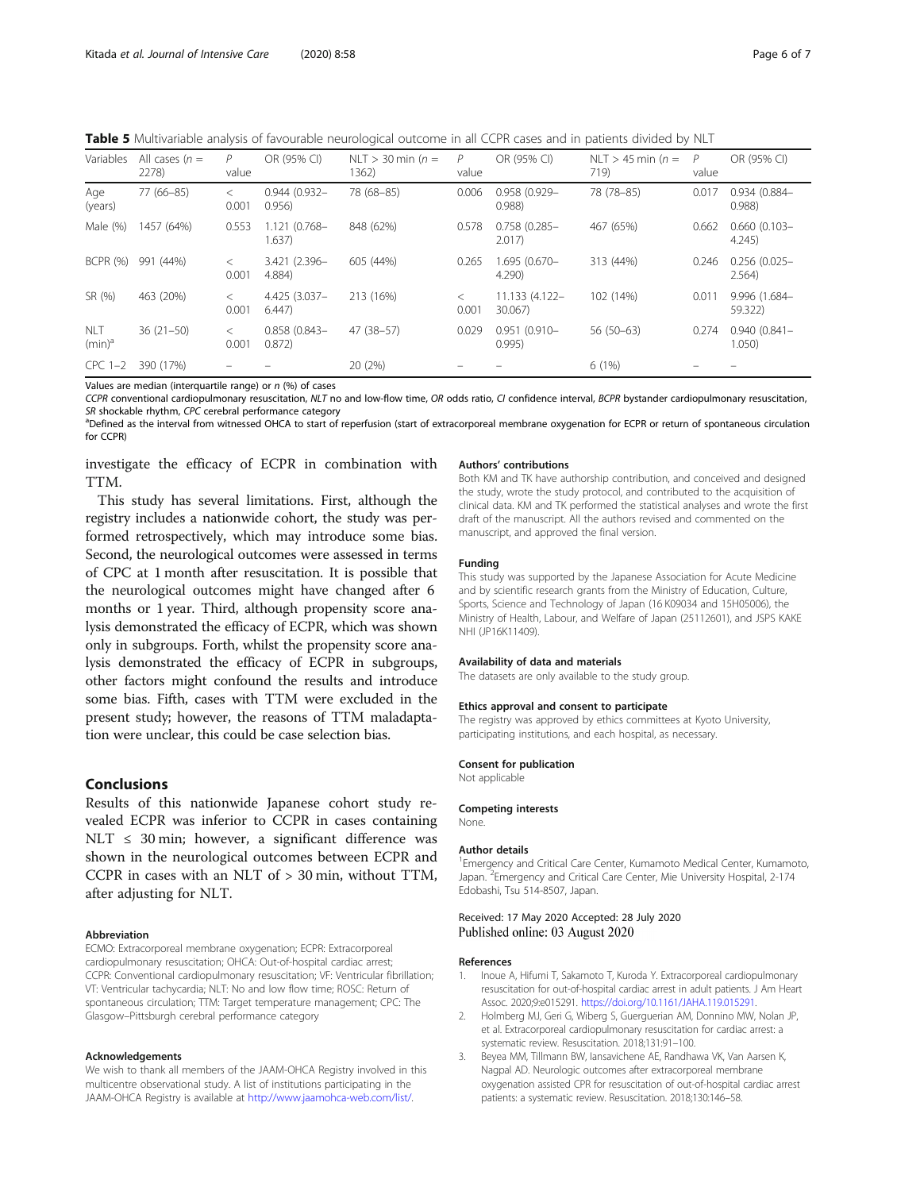**Table 5** Multivariable analysis of favourable neurological outcome in all CCPR cases and in patients divided by NLT

| Variables | All cases ($n$ = 2278) | $P$ value | OR (95% CI) | NLT > 30 min ($n$ = 1362) | $P$ value | OR (95% CI) | NLT > 45 min ($n$ = 719) | $P$ value | OR (95% CI) |
|---|---|---|---|---|---|---|---|---|---|
| Age (years) | 77 (66–85) | < 0.001 | 0.944 (0.932–0.956) | 78 (68–85) | 0.006 | 0.958 (0.929–0.988) | 78 (78–85) | 0.017 | 0.934 (0.884–0.988) |
| Male (%) | 1457 (64%) | 0.553 | 1.121 (0.768–1.637) | 848 (62%) | 0.578 | 0.758 (0.285–2.017) | 467 (65%) | 0.662 | 0.660 (0.103–4.245) |
| BCPR (%) | 991 (44%) | < 0.001 | 3.421 (2.396–4.884) | 605 (44%) | 0.265 | 1.695 (0.670–4.290) | 313 (44%) | 0.246 | 0.256 (0.025–2.564) |
| SR (%) | 463 (20%) | < 0.001 | 4.425 (3.037–6.447) | 213 (16%) | < 0.001 | 11.133 (4.122–30.067) | 102 (14%) | 0.011 | 9.996 (1.684–59.322) |
| NLT (min)[a] | 36 (21–50) | < 0.001 | 0.858 (0.843–0.872) | 47 (38–57) | 0.029 | 0.951 (0.910–0.995) | 56 (50–63) | 0.274 | 0.940 (0.841–1.050) |
| CPC 1–2 | 390 (17%) | – | – | 20 (2%) | – | – | 6 (1%) | – | – |

Values are median (interquartile range) or $n$ (%) of cases

*CCPR* conventional cardiopulmonary resuscitation, *NLT* no and low-flow time, *OR* odds ratio, *CI* confidence interval, *BCPR* bystander cardiopulmonary resuscitation, *SR* shockable rhythm, *CPC* cerebral performance category

[a]Defined as the interval from witnessed OHCA to start of reperfusion (start of extracorporeal membrane oxygenation for ECPR or return of spontaneous circulation for CCPR)

investigate the efficacy of ECPR in combination with TTM.

This study has several limitations. First, although the registry includes a nationwide cohort, the study was performed retrospectively, which may introduce some bias. Second, the neurological outcomes were assessed in terms of CPC at 1 month after resuscitation. It is possible that the neurological outcomes might have changed after 6 months or 1 year. Third, although propensity score analysis demonstrated the efficacy of ECPR, which was shown only in subgroups. Forth, whilst the propensity score analysis demonstrated the efficacy of ECPR in subgroups, other factors might confound the results and introduce some bias. Fifth, cases with TTM were excluded in the present study; however, the reasons of TTM maladaptation were unclear, this could be case selection bias.

## Conclusions

Results of this nationwide Japanese cohort study revealed ECPR was inferior to CCPR in cases containing NLT ≤ 30 min; however, a significant difference was shown in the neurological outcomes between ECPR and CCPR in cases with an NLT of > 30 min, without TTM, after adjusting for NLT.

#### Abbreviation

ECMO: Extracorporeal membrane oxygenation; ECPR: Extracorporeal cardiopulmonary resuscitation; OHCA: Out-of-hospital cardiac arrest; CCPR: Conventional cardiopulmonary resuscitation; VF: Ventricular fibrillation; VT: Ventricular tachycardia; NLT: No and low flow time; ROSC: Return of spontaneous circulation; TTM: Target temperature management; CPC: The Glasgow–Pittsburgh cerebral performance category

#### Acknowledgements

We wish to thank all members of the JAAM-OHCA Registry involved in this multicentre observational study. A list of institutions participating in the JAAM-OHCA Registry is available at http://www.jaamohca-web.com/list/.

#### Authors' contributions

Both KM and TK have authorship contribution, and conceived and designed the study, wrote the study protocol, and contributed to the acquisition of clinical data. KM and TK performed the statistical analyses and wrote the first draft of the manuscript. All the authors revised and commented on the manuscript, and approved the final version.

#### Funding

This study was supported by the Japanese Association for Acute Medicine and by scientific research grants from the Ministry of Education, Culture, Sports, Science and Technology of Japan (16 K09034 and 15H05006), the Ministry of Health, Labour, and Welfare of Japan (25112601), and JSPS KAKE NHI (JP16K11409).

#### Availability of data and materials

The datasets are only available to the study group.

#### Ethics approval and consent to participate

The registry was approved by ethics committees at Kyoto University, participating institutions, and each hospital, as necessary.

#### Consent for publication

Not applicable

#### Competing interests

None.

#### Author details

[1]Emergency and Critical Care Center, Kumamoto Medical Center, Kumamoto, Japan. [2]Emergency and Critical Care Center, Mie University Hospital, 2-174 Edobashi, Tsu 514-8507, Japan.

Received: 17 May 2020 Accepted: 28 July 2020
Published online: 03 August 2020

#### References

1. Inoue A, Hifumi T, Sakamoto T, Kuroda Y. Extracorporeal cardiopulmonary resuscitation for out-of-hospital cardiac arrest in adult patients. J Am Heart Assoc. 2020;9:e015291. https://doi.org/10.1161/JAHA.119.015291.
2. Holmberg MJ, Geri G, Wiberg S, Guerguerian AM, Donnino MW, Nolan JP, et al. Extracorporeal cardiopulmonary resuscitation for cardiac arrest: a systematic review. Resuscitation. 2018;131:91–100.
3. Beyea MM, Tillmann BW, Iansavichene AE, Randhawa VK, Van Aarsen K, Nagpal AD. Neurologic outcomes after extracorporeal membrane oxygenation assisted CPR for resuscitation of out-of-hospital cardiac arrest patients: a systematic review. Resuscitation. 2018;130:146–58.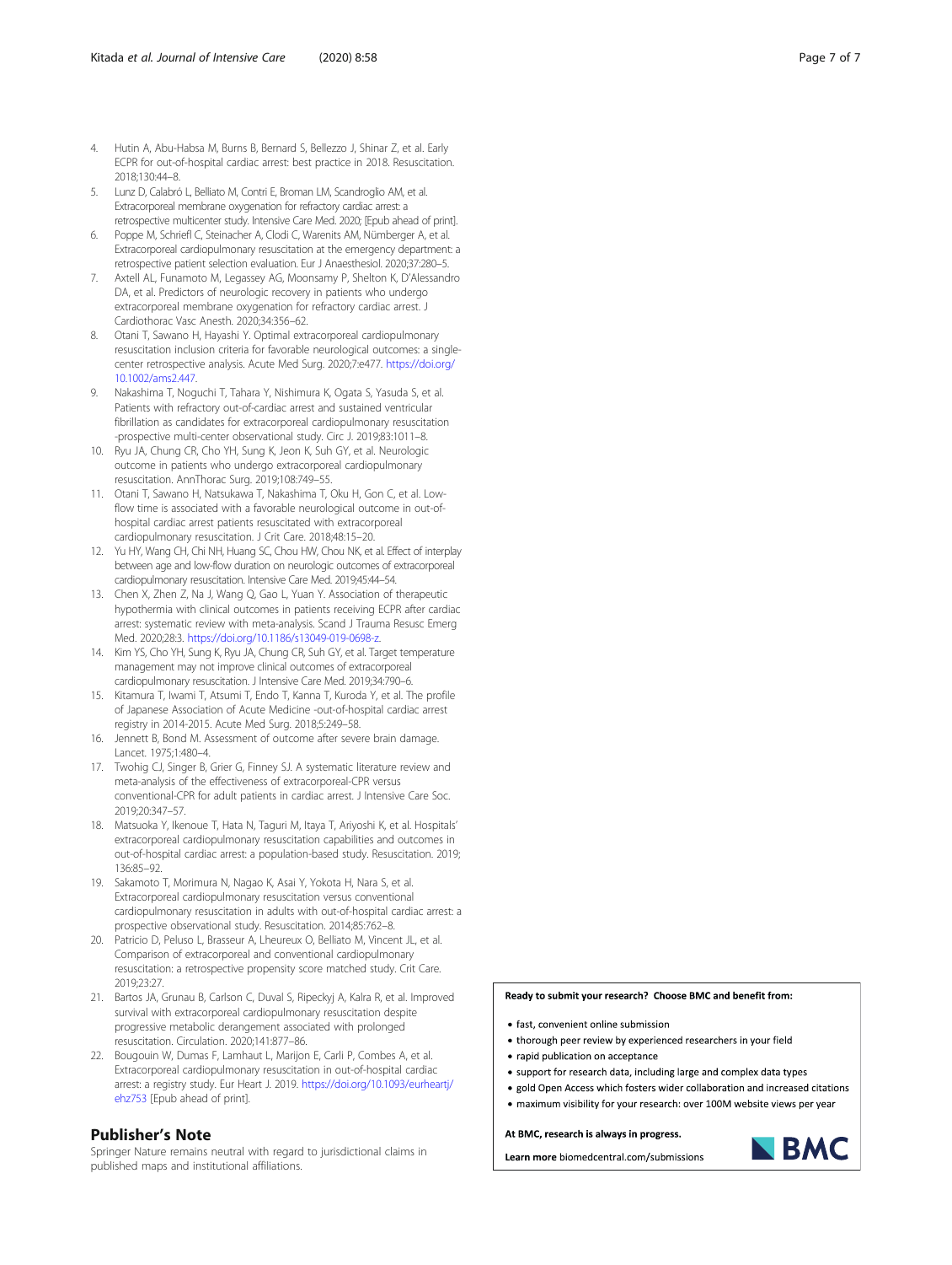4. Hutin A, Abu-Habsa M, Burns B, Bernard S, Bellezzo J, Shinar Z, et al. Early ECPR for out-of-hospital cardiac arrest: best practice in 2018. Resuscitation. 2018;130:44–8.
5. Lunz D, Calabrò L, Belliato M, Contri E, Broman LM, Scandroglio AM, et al. Extracorporeal membrane oxygenation for refractory cardiac arrest: a retrospective multicenter study. Intensive Care Med. 2020; [Epub ahead of print].
6. Poppe M, Schriefl C, Steinacher A, Clodi C, Warenits AM, Nürnberger A, et al. Extracorporeal cardiopulmonary resuscitation at the emergency department: a retrospective patient selection evaluation. Eur J Anaesthesiol. 2020;37:280–5.
7. Axtell AL, Funamoto M, Legassey AG, Moonsamy P, Shelton K, D'Alessandro DA, et al. Predictors of neurologic recovery in patients who undergo extracorporeal membrane oxygenation for refractory cardiac arrest. J Cardiothorac Vasc Anesth. 2020;34:356–62.
8. Otani T, Sawano H, Hayashi Y. Optimal extracorporeal cardiopulmonary resuscitation inclusion criteria for favorable neurological outcomes: a single-center retrospective analysis. Acute Med Surg. 2020;7:e477. https://doi.org/10.1002/ams2.447.
9. Nakashima T, Noguchi T, Tahara Y, Nishimura K, Ogata S, Yasuda S, et al. Patients with refractory out-of-cardiac arrest and sustained ventricular fibrillation as candidates for extracorporeal cardiopulmonary resuscitation -prospective multi-center observational study. Circ J. 2019;83:1011–8.
10. Ryu JA, Chung CR, Cho YH, Sung K, Jeon K, Suh GY, et al. Neurologic outcome in patients who undergo extracorporeal cardiopulmonary resuscitation. AnnThorac Surg. 2019;108:749–55.
11. Otani T, Sawano H, Natsukawa T, Nakashima T, Oku H, Gon C, et al. Low-flow time is associated with a favorable neurological outcome in out-of-hospital cardiac arrest patients resuscitated with extracorporeal cardiopulmonary resuscitation. J Crit Care. 2018;48:15–20.
12. Yu HY, Wang CH, Chi NH, Huang SC, Chou HW, Chou NK, et al. Effect of interplay between age and low-flow duration on neurologic outcomes of extracorporeal cardiopulmonary resuscitation. Intensive Care Med. 2019;45:44–54.
13. Chen X, Zhen Z, Na J, Wang Q, Gao L, Yuan Y. Association of therapeutic hypothermia with clinical outcomes in patients receiving ECPR after cardiac arrest: systematic review with meta-analysis. Scand J Trauma Resusc Emerg Med. 2020;28:3. https://doi.org/10.1186/s13049-019-0698-z.
14. Kim YS, Cho YH, Sung K, Ryu JA, Chung CR, Suh GY, et al. Target temperature management may not improve clinical outcomes of extracorporeal cardiopulmonary resuscitation. J Intensive Care Med. 2019;34:790–6.
15. Kitamura T, Iwami T, Atsumi T, Endo T, Kanna T, Kuroda Y, et al. The profile of Japanese Association of Acute Medicine -out-of-hospital cardiac arrest registry in 2014-2015. Acute Med Surg. 2018;5:249–58.
16. Jennett B, Bond M. Assessment of outcome after severe brain damage. Lancet. 1975;1:480–4.
17. Twohig CJ, Singer B, Grier G, Finney SJ. A systematic literature review and meta-analysis of the effectiveness of extracorporeal-CPR versus conventional-CPR for adult patients in cardiac arrest. J Intensive Care Soc. 2019;20:347–57.
18. Matsuoka Y, Ikenoue T, Hata N, Taguri M, Itaya T, Ariyoshi K, et al. Hospitals' extracorporeal cardiopulmonary resuscitation capabilities and outcomes in out-of-hospital cardiac arrest: a population-based study. Resuscitation. 2019;136:85–92.
19. Sakamoto T, Morimura N, Nagao K, Asai Y, Yokota H, Nara S, et al. Extracorporeal cardiopulmonary resuscitation versus conventional cardiopulmonary resuscitation in adults with out-of-hospital cardiac arrest: a prospective observational study. Resuscitation. 2014;85:762–8.
20. Patricio D, Peluso L, Brasseur A, Lheureux O, Belliato M, Vincent JL, et al. Comparison of extracorporeal and conventional cardiopulmonary resuscitation: a retrospective propensity score matched study. Crit Care. 2019;23:27.
21. Bartos JA, Grunau B, Carlson C, Duval S, Ripeckyj A, Kalra R, et al. Improved survival with extracorporeal cardiopulmonary resuscitation despite progressive metabolic derangement associated with prolonged resuscitation. Circulation. 2020;141:877–86.
22. Bougouin W, Dumas F, Lamhaut L, Marijon E, Carli P, Combes A, et al. Extracorporeal cardiopulmonary resuscitation in out-of-hospital cardiac arrest: a registry study. Eur Heart J. 2019. https://doi.org/10.1093/eurheartj/ehz753 [Epub ahead of print].

## Publisher's Note

Springer Nature remains neutral with regard to jurisdictional claims in published maps and institutional affiliations.

**Ready to submit your research? Choose BMC and benefit from:**

- fast, convenient online submission
- thorough peer review by experienced researchers in your field
- rapid publication on acceptance
- support for research data, including large and complex data types
- gold Open Access which fosters wider collaboration and increased citations
- maximum visibility for your research: over 100M website views per year

**At BMC, research is always in progress.**

**Learn more** biomedcentral.com/submissions

BMC